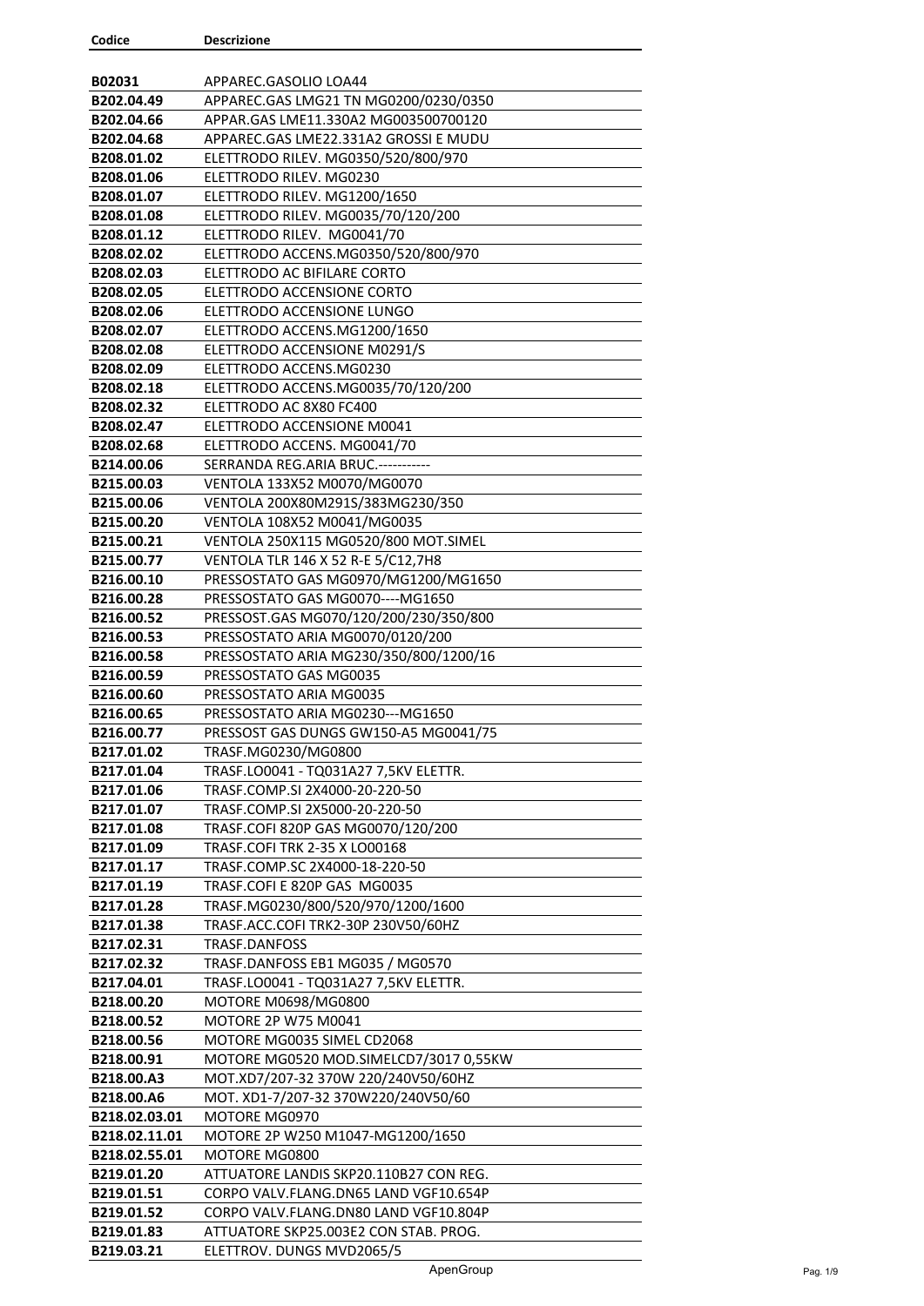| Codice | Descrizione |
|---|---|
| B02031 | APPAREC.GASOLIO LOA44 |
| B202.04.49 | APPAREC.GAS LMG21 TN MG0200/0230/0350 |
| B202.04.66 | APPAR.GAS LME11.330A2 MG003500700120 |
| B202.04.68 | APPAREC.GAS LME22.331A2 GROSSI E MUDU |
| B208.01.02 | ELETTRODO RILEV. MG0350/520/800/970 |
| B208.01.06 | ELETTRODO RILEV. MG0230 |
| B208.01.07 | ELETTRODO RILEV. MG1200/1650 |
| B208.01.08 | ELETTRODO RILEV. MG0035/70/120/200 |
| B208.01.12 | ELETTRODO RILEV. MG0041/70 |
| B208.02.02 | ELETTRODO ACCENS.MG0350/520/800/970 |
| B208.02.03 | ELETTRODO AC BIFILARE CORTO |
| B208.02.05 | ELETTRODO ACCENSIONE CORTO |
| B208.02.06 | ELETTRODO ACCENSIONE LUNGO |
| B208.02.07 | ELETTRODO ACCENS.MG1200/1650 |
| B208.02.08 | ELETTRODO ACCENSIONE M0291/S |
| B208.02.09 | ELETTRODO ACCENS.MG0230 |
| B208.02.18 | ELETTRODO ACCENS.MG0035/70/120/200 |
| B208.02.32 | ELETTRODO AC 8X80 FC400 |
| B208.02.47 | ELETTRODO ACCENSIONE M0041 |
| B208.02.68 | ELETTRODO ACCENS. MG0041/70 |
| B214.00.06 | SERRANDA REG.ARIA BRUC.----------- |
| B215.00.03 | VENTOLA 133X52 M0070/MG0070 |
| B215.00.06 | VENTOLA 200X80M291S/383MG230/350 |
| B215.00.20 | VENTOLA 108X52 M0041/MG0035 |
| B215.00.21 | VENTOLA 250X115 MG0520/800 MOT.SIMEL |
| B215.00.77 | VENTOLA TLR 146 X 52 R-E 5/C12,7H8 |
| B216.00.10 | PRESSOSTATO GAS MG0970/MG1200/MG1650 |
| B216.00.28 | PRESSOSTATO GAS MG0070----MG1650 |
| B216.00.52 | PRESSOST.GAS MG070/120/200/230/350/800 |
| B216.00.53 | PRESSOSTATO ARIA MG0070/0120/200 |
| B216.00.58 | PRESSOSTATO ARIA MG230/350/800/1200/16 |
| B216.00.59 | PRESSOSTATO GAS MG0035 |
| B216.00.60 | PRESSOSTATO ARIA MG0035 |
| B216.00.65 | PRESSOSTATO ARIA MG0230---MG1650 |
| B216.00.77 | PRESSOST GAS DUNGS GW150-A5 MG0041/75 |
| B217.01.02 | TRASF.MG0230/MG0800 |
| B217.01.04 | TRASF.LO0041 - TQ031A27 7,5KV ELETTR. |
| B217.01.06 | TRASF.COMP.SI 2X4000-20-220-50 |
| B217.01.07 | TRASF.COMP.SI 2X5000-20-220-50 |
| B217.01.08 | TRASF.COFI 820P GAS MG0070/120/200 |
| B217.01.09 | TRASF.COFI TRK 2-35 X LO00168 |
| B217.01.17 | TRASF.COMP.SC 2X4000-18-220-50 |
| B217.01.19 | TRASF.COFI E 820P GAS MG0035 |
| B217.01.28 | TRASF.MG0230/800/520/970/1200/1600 |
| B217.01.38 | TRASF.ACC.COFI TRK2-30P 230V50/60HZ |
| B217.02.31 | TRASF.DANFOSS |
| B217.02.32 | TRASF.DANFOSS EB1 MG035 / MG0570 |
| B217.04.01 | TRASF.LO0041 - TQ031A27 7,5KV ELETTR. |
| B218.00.20 | MOTORE M0698/MG0800 |
| B218.00.52 | MOTORE 2P W75 M0041 |
| B218.00.56 | MOTORE MG0035 SIMEL CD2068 |
| B218.00.91 | MOTORE MG0520 MOD.SIMELCD7/3017 0,55KW |
| B218.00.A3 | MOT.XD7/207-32 370W 220/240V50/60HZ |
| B218.00.A6 | MOT. XD1-7/207-32 370W220/240V50/60 |
| B218.02.03.01 | MOTORE MG0970 |
| B218.02.11.01 | MOTORE 2P W250 M1047-MG1200/1650 |
| B218.02.55.01 | MOTORE MG0800 |
| B219.01.20 | ATTUATORE LANDIS SKP20.110B27 CON REG. |
| B219.01.51 | CORPO VALV.FLANG.DN65 LAND VGF10.654P |
| B219.01.52 | CORPO VALV.FLANG.DN80 LAND VGF10.804P |
| B219.01.83 | ATTUATORE SKP25.003E2 CON STAB. PROG. |
| B219.03.21 | ELETTROV. DUNGS MVD2065/5 |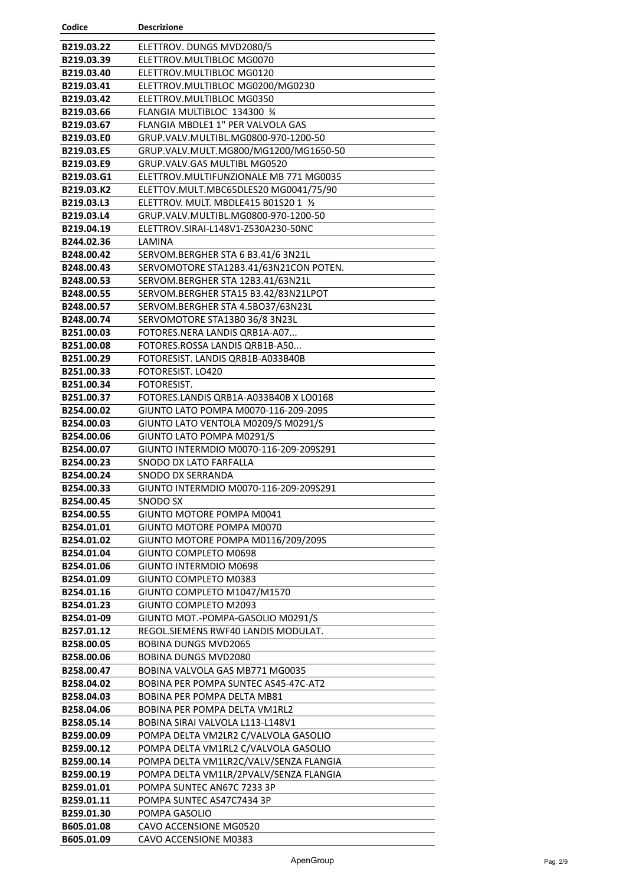| Codice | Descrizione |
|---|---|
| B219.03.22 | ELETTROV. DUNGS MVD2080/5 |
| B219.03.39 | ELETTROV.MULTIBLOC MG0070 |
| B219.03.40 | ELETTROV.MULTIBLOC MG0120 |
| B219.03.41 | ELETTROV.MULTIBLOC MG0200/MG0230 |
| B219.03.42 | ELETTROV.MULTIBLOC MG0350 |
| B219.03.66 | FLANGIA MULTIBLOC 134300 ¾ |
| B219.03.67 | FLANGIA MBDLE1 1" PER VALVOLA GAS |
| B219.03.E0 | GRUP.VALV.MULTIBL.MG0800-970-1200-50 |
| B219.03.E5 | GRUP.VALV.MULT.MG800/MG1200/MG1650-50 |
| B219.03.E9 | GRUP.VALV.GAS MULTIBL MG0520 |
| B219.03.G1 | ELETTROV.MULTIFUNZIONALE MB 771 MG0035 |
| B219.03.K2 | ELETTOV.MULT.MBC65DLES20 MG0041/75/90 |
| B219.03.L3 | ELETTROV. MULT. MBDLE415 B01S20 1 ½ |
| B219.03.L4 | GRUP.VALV.MULTIBL.MG0800-970-1200-50 |
| B219.04.19 | ELETTROV.SIRAI-L148V1-Z530A230-50NC |
| B244.02.36 | LAMINA |
| B248.00.42 | SERVOM.BERGHER STA 6 B3.41/6 3N21L |
| B248.00.43 | SERVOMOTORE STA12B3.41/63N21CON POTEN. |
| B248.00.53 | SERVOM.BERGHER STA 12B3.41/63N21L |
| B248.00.55 | SERVOM.BERGHER STA15 B3.42/83N21LPOT |
| B248.00.57 | SERVOM.BERGHER STA 4.5BO37/63N23L |
| B248.00.74 | SERVOMOTORE STA13B0 36/8 3N23L |
| B251.00.03 | FOTORES.NERA LANDIS QRB1A-A07... |
| B251.00.08 | FOTORES.ROSSA LANDIS QRB1B-A50... |
| B251.00.29 | FOTORESIST. LANDIS QRB1B-A033B40B |
| B251.00.33 | FOTORESIST. LO420 |
| B251.00.34 | FOTORESIST. |
| B251.00.37 | FOTORES.LANDIS QRB1A-A033B40B X LO0168 |
| B254.00.02 | GIUNTO LATO POMPA M0070-116-209-209S |
| B254.00.03 | GIUNTO LATO VENTOLA M0209/S M0291/S |
| B254.00.06 | GIUNTO LATO POMPA M0291/S |
| B254.00.07 | GIUNTO INTERMDIO M0070-116-209-209S291 |
| B254.00.23 | SNODO DX LATO FARFALLA |
| B254.00.24 | SNODO DX SERRANDA |
| B254.00.33 | GIUNTO INTERMDIO M0070-116-209-209S291 |
| B254.00.45 | SNODO SX |
| B254.00.55 | GIUNTO MOTORE POMPA M0041 |
| B254.01.01 | GIUNTO MOTORE POMPA M0070 |
| B254.01.02 | GIUNTO MOTORE POMPA M0116/209/209S |
| B254.01.04 | GIUNTO COMPLETO M0698 |
| B254.01.06 | GIUNTO INTERMDIO M0698 |
| B254.01.09 | GIUNTO COMPLETO M0383 |
| B254.01.16 | GIUNTO COMPLETO M1047/M1570 |
| B254.01.23 | GIUNTO COMPLETO M2093 |
| B254.01-09 | GIUNTO MOT.-POMPA-GASOLIO M0291/S |
| B257.01.12 | REGOL.SIEMENS RWF40 LANDIS MODULAT. |
| B258.00.05 | BOBINA DUNGS MVD2065 |
| B258.00.06 | BOBINA DUNGS MVD2080 |
| B258.00.47 | BOBINA VALVOLA GAS MB771 MG0035 |
| B258.04.02 | BOBINA PER POMPA SUNTEC AS45-47C-AT2 |
| B258.04.03 | BOBINA PER POMPA DELTA MB81 |
| B258.04.06 | BOBINA PER POMPA DELTA VM1RL2 |
| B258.05.14 | BOBINA SIRAI VALVOLA L113-L148V1 |
| B259.00.09 | POMPA DELTA VM2LR2 C/VALVOLA GASOLIO |
| B259.00.12 | POMPA DELTA VM1RL2 C/VALVOLA GASOLIO |
| B259.00.14 | POMPA DELTA VM1LR2C/VALV/SENZA FLANGIA |
| B259.00.19 | POMPA DELTA VM1LR/2PVALV/SENZA FLANGIA |
| B259.01.01 | POMPA SUNTEC AN67C 7233 3P |
| B259.01.11 | POMPA SUNTEC AS47C7434 3P |
| B259.01.30 | POMPA GASOLIO |
| B605.01.08 | CAVO ACCENSIONE MG0520 |
| B605.01.09 | CAVO ACCENSIONE M0383 |

AperGroup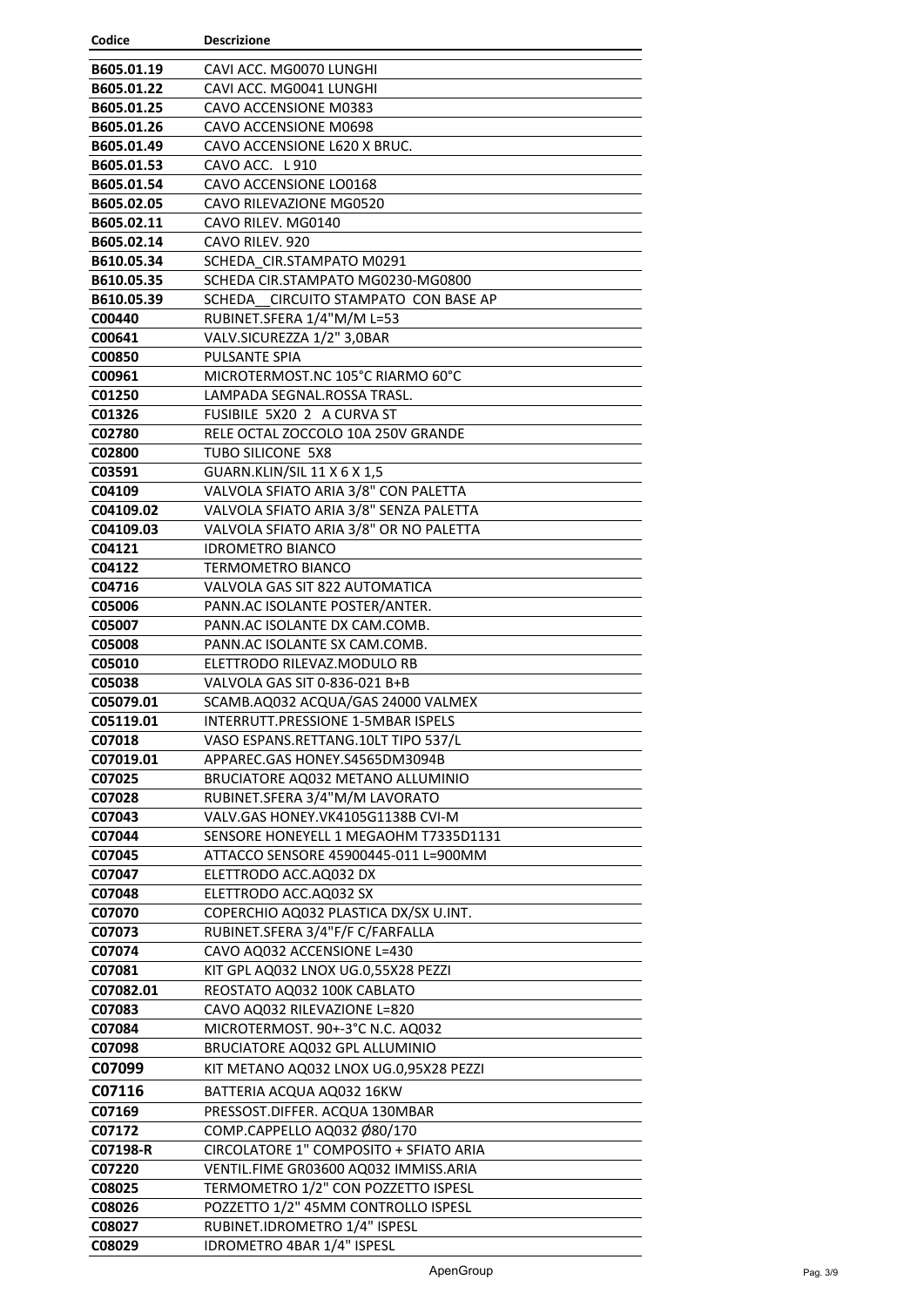| Codice | Descrizione |
|---|---|
| B605.01.19 | CAVI ACC. MG0070 LUNGHI |
| B605.01.22 | CAVI ACC. MG0041 LUNGHI |
| B605.01.25 | CAVO ACCENSIONE M0383 |
| B605.01.26 | CAVO ACCENSIONE M0698 |
| B605.01.49 | CAVO ACCENSIONE L620 X BRUC. |
| B605.01.53 | CAVO ACC.  L 910 |
| B605.01.54 | CAVO ACCENSIONE LO0168 |
| B605.02.05 | CAVO RILEVAZIONE MG0520 |
| B605.02.11 | CAVO RILEV. MG0140 |
| B605.02.14 | CAVO RILEV. 920 |
| B610.05.34 | SCHEDA_CIR.STAMPATO M0291 |
| B610.05.35 | SCHEDA CIR.STAMPATO MG0230-MG0800 |
| B610.05.39 | SCHEDA__CIRCUITO STAMPATO  CON BASE AP |
| C00440 | RUBINET.SFERA 1/4"M/M L=53 |
| C00641 | VALV.SICUREZZA 1/2" 3,0BAR |
| C00850 | PULSANTE SPIA |
| C00961 | MICROTERMOST.NC 105°C RIARMO 60°C |
| C01250 | LAMPADA SEGNAL.ROSSA TRASL. |
| C01326 | FUSIBILE  5X20  2   A CURVA ST |
| C02780 | RELE OCTAL ZOCCOLO 10A 250V GRANDE |
| C02800 | TUBO SILICONE  5X8 |
| C03591 | GUARN.KLIN/SIL 11 X 6 X 1,5 |
| C04109 | VALVOLA SFIATO ARIA 3/8" CON PALETTA |
| C04109.02 | VALVOLA SFIATO ARIA 3/8" SENZA PALETTA |
| C04109.03 | VALVOLA SFIATO ARIA 3/8" OR NO PALETTA |
| C04121 | IDROMETRO BIANCO |
| C04122 | TERMOMETRO BIANCO |
| C04716 | VALVOLA GAS SIT 822 AUTOMATICA |
| C05006 | PANN.AC ISOLANTE POSTER/ANTER. |
| C05007 | PANN.AC ISOLANTE DX CAM.COMB. |
| C05008 | PANN.AC ISOLANTE SX CAM.COMB. |
| C05010 | ELETTRODO RILEVAZ.MODULO RB |
| C05038 | VALVOLA GAS SIT 0-836-021 B+B |
| C05079.01 | SCAMB.AQ032 ACQUA/GAS 24000 VALMEX |
| C05119.01 | INTERRUTT.PRESSIONE 1-5MBAR ISPELS |
| C07018 | VASO ESPANS.RETTANG.10LT TIPO 537/L |
| C07019.01 | APPAREC.GAS HONEY.S4565DM3094B |
| C07025 | BRUCIATORE AQ032 METANO ALLUMINIO |
| C07028 | RUBINET.SFERA 3/4"M/M LAVORATO |
| C07043 | VALV.GAS HONEY.VK4105G1138B CVI-M |
| C07044 | SENSORE HONEYELL 1 MEGAOHM T7335D1131 |
| C07045 | ATTACCO SENSORE 45900445-011 L=900MM |
| C07047 | ELETTRODO ACC.AQ032 DX |
| C07048 | ELETTRODO ACC.AQ032 SX |
| C07070 | COPERCHIO AQ032 PLASTICA DX/SX U.INT. |
| C07073 | RUBINET.SFERA 3/4"F/F C/FARFALLA |
| C07074 | CAVO AQ032 ACCENSIONE L=430 |
| C07081 | KIT GPL AQ032 LNOX UG.0,55X28 PEZZI |
| C07082.01 | REOSTATO AQ032 100K CABLATO |
| C07083 | CAVO AQ032 RILEVAZIONE L=820 |
| C07084 | MICROTERMOST. 90+-3°C N.C. AQ032 |
| C07098 | BRUCIATORE AQ032 GPL ALLUMINIO |
| C07099 | KIT METANO AQ032 LNOX UG.0,95X28 PEZZI |
| C07116 | BATTERIA ACQUA AQ032 16KW |
| C07169 | PRESSOST.DIFFER. ACQUA 130MBAR |
| C07172 | COMP.CAPPELLO AQ032 Ø80/170 |
| C07198-R | CIRCOLATORE 1" COMPOSITO + SFIATO ARIA |
| C07220 | VENTIL.FIME GR03600 AQ032 IMMISS.ARIA |
| C08025 | TERMOMETRO 1/2" CON POZZETTO ISPESL |
| C08026 | POZZETTO 1/2" 45MM CONTROLLO ISPESL |
| C08027 | RUBINET.IDROMETRO 1/4" ISPESL |
| C08029 | IDROMETRO 4BAR 1/4" ISPESL |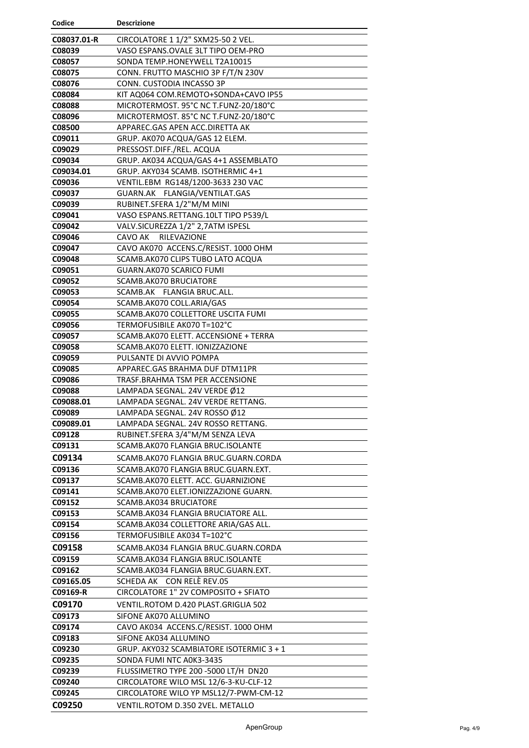| Codice | Descrizione |
|---|---|
| C08037.01-R | CIRCOLATORE 1 1/2" SXM25-50 2 VEL. |
| C08039 | VASO ESPANS.OVALE 3LT TIPO OEM-PRO |
| C08057 | SONDA TEMP.HONEYWELL T2A10015 |
| C08075 | CONN. FRUTTO MASCHIO 3P F/T/N 230V |
| C08076 | CONN. CUSTODIA INCASSO 3P |
| C08084 | KIT AQ064 COM.REMOTO+SONDA+CAVO IP55 |
| C08088 | MICROTERMOST. 95°C NC T.FUNZ-20/180°C |
| C08096 | MICROTERMOST. 85°C NC T.FUNZ-20/180°C |
| C08500 | APPAREC.GAS APEN ACC.DIRETTA AK |
| C09011 | GRUP. AK070 ACQUA/GAS 12 ELEM. |
| C09029 | PRESSOST.DIFF./REL. ACQUA |
| C09034 | GRUP. AK034 ACQUA/GAS 4+1 ASSEMBLATO |
| C09034.01 | GRUP. AKY034 SCAMB. ISOTHERMIC 4+1 |
| C09036 | VENTIL.EBM RG148/1200-3633 230 VAC |
| C09037 | GUARN.AK FLANGIA/VENTILAT.GAS |
| C09039 | RUBINET.SFERA 1/2"M/M MINI |
| C09041 | VASO ESPANS.RETTANG.10LT TIPO P539/L |
| C09042 | VALV.SICUREZZA 1/2" 2,7ATM ISPESL |
| C09046 | CAVO AK RILEVAZIONE |
| C09047 | CAVO AK070 ACCENS.C/RESIST. 1000 OHM |
| C09048 | SCAMB.AK070 CLIPS TUBO LATO ACQUA |
| C09051 | GUARN.AK070 SCARICO FUMI |
| C09052 | SCAMB.AK070 BRUCIATORE |
| C09053 | SCAMB.AK FLANGIA BRUC.ALL. |
| C09054 | SCAMB.AK070 COLL.ARIA/GAS |
| C09055 | SCAMB.AK070 COLLETTORE USCITA FUMI |
| C09056 | TERMOFUSIBILE AK070 T=102°C |
| C09057 | SCAMB.AK070 ELETT. ACCENSIONE + TERRA |
| C09058 | SCAMB.AK070 ELETT. IONIZZAZIONE |
| C09059 | PULSANTE DI AVVIO POMPA |
| C09085 | APPAREC.GAS BRAHMA DUF DTM11PR |
| C09086 | TRASF.BRAHMA TSM PER ACCENSIONE |
| C09088 | LAMPADA SEGNAL. 24V VERDE Ø12 |
| C09088.01 | LAMPADA SEGNAL. 24V VERDE RETTANG. |
| C09089 | LAMPADA SEGNAL. 24V ROSSO Ø12 |
| C09089.01 | LAMPADA SEGNAL. 24V ROSSO RETTANG. |
| C09128 | RUBINET.SFERA 3/4"M/M SENZA LEVA |
| C09131 | SCAMB.AK070 FLANGIA BRUC.ISOLANTE |
| C09134 | SCAMB.AK070 FLANGIA BRUC.GUARN.CORDA |
| C09136 | SCAMB.AK070 FLANGIA BRUC.GUARN.EXT. |
| C09137 | SCAMB.AK070 ELETT. ACC. GUARNIZIONE |
| C09141 | SCAMB.AK070 ELET.IONIZZAZIONE GUARN. |
| C09152 | SCAMB.AK034 BRUCIATORE |
| C09153 | SCAMB.AK034 FLANGIA BRUCIATORE ALL. |
| C09154 | SCAMB.AK034 COLLETTORE ARIA/GAS ALL. |
| C09156 | TERMOFUSIBILE AK034 T=102°C |
| C09158 | SCAMB.AK034 FLANGIA BRUC.GUARN.CORDA |
| C09159 | SCAMB.AK034 FLANGIA BRUC.ISOLANTE |
| C09162 | SCAMB.AK034 FLANGIA BRUC.GUARN.EXT. |
| C09165.05 | SCHEDA AK CON RELÈ REV.05 |
| C09169-R | CIRCOLATORE 1" 2V COMPOSITO + SFIATO |
| C09170 | VENTIL.ROTOM D.420 PLAST.GRIGLIA 502 |
| C09173 | SIFONE AK070 ALLUMINO |
| C09174 | CAVO AK034 ACCENS.C/RESIST. 1000 OHM |
| C09183 | SIFONE AK034 ALLUMINO |
| C09230 | GRUP. AKY032 SCAMBIATORE ISOTERMIC 3 + 1 |
| C09235 | SONDA FUMI NTC A0K3-3435 |
| C09239 | FLUSSIMETRO TYPE 200 -5000 LT/H DN20 |
| C09240 | CIRCOLATORE WILO MSL 12/6-3-KU-CLF-12 |
| C09245 | CIRCOLATORE WILO YP MSL12/7-PWM-CM-12 |
| C09250 | VENTIL.ROTOM D.350 2VEL. METALLO |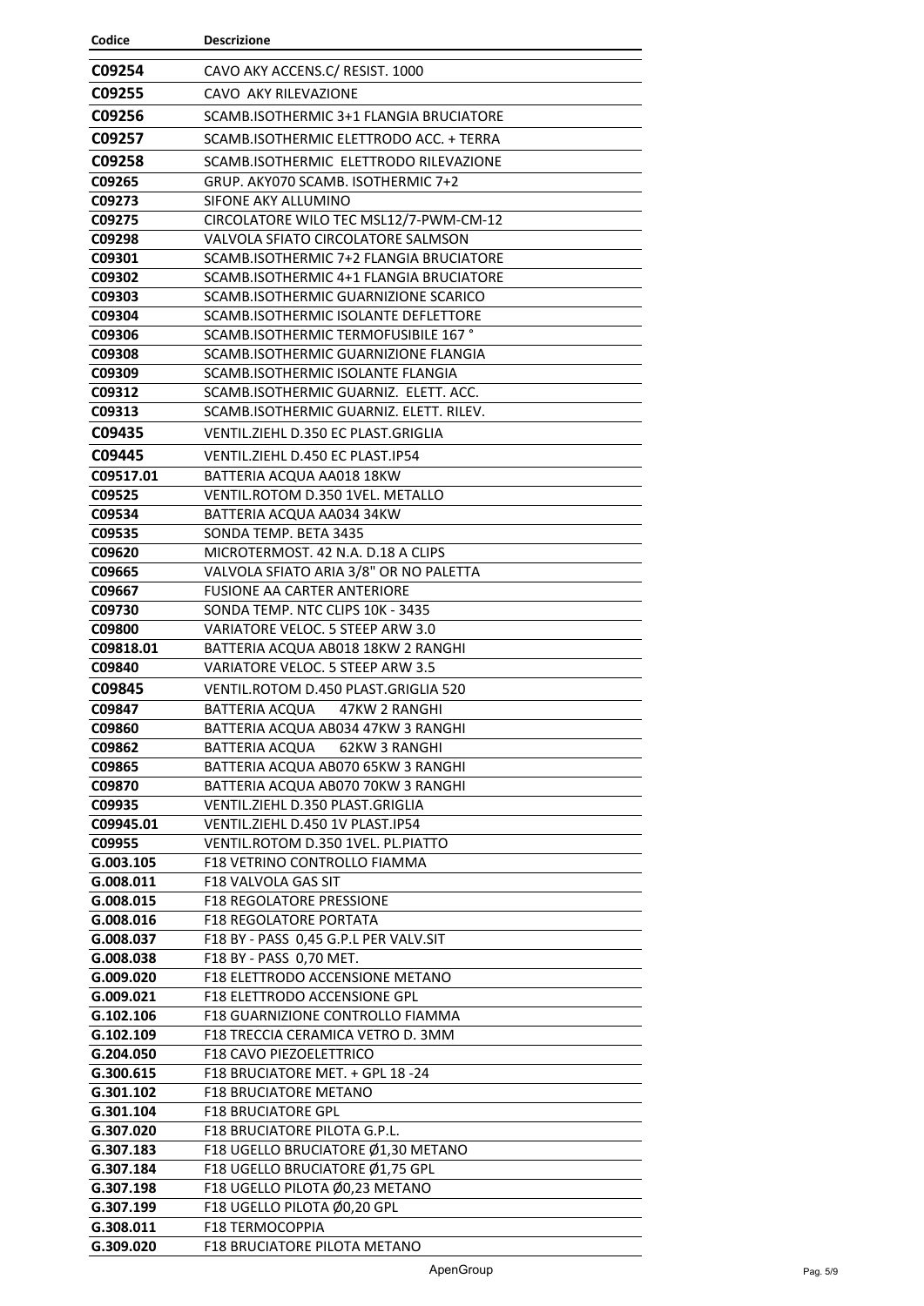| Codice | Descrizione |
|---|---|
| C09254 | CAVO AKY ACCENS.C/ RESIST. 1000 |
| C09255 | CAVO AKY RILEVAZIONE |
| C09256 | SCAMB.ISOTHERMIC 3+1 FLANGIA BRUCIATORE |
| C09257 | SCAMB.ISOTHERMIC ELETTRODO ACC. + TERRA |
| C09258 | SCAMB.ISOTHERMIC ELETTRODO RILEVAZIONE |
| C09265 | GRUP. AKY070 SCAMB. ISOTHERMIC 7+2 |
| C09273 | SIFONE AKY ALLUMINO |
| C09275 | CIRCOLATORE WILO TEC MSL12/7-PWM-CM-12 |
| C09298 | VALVOLA SFIATO CIRCOLATORE SALMSON |
| C09301 | SCAMB.ISOTHERMIC 7+2 FLANGIA BRUCIATORE |
| C09302 | SCAMB.ISOTHERMIC 4+1 FLANGIA BRUCIATORE |
| C09303 | SCAMB.ISOTHERMIC GUARNIZIONE SCARICO |
| C09304 | SCAMB.ISOTHERMIC ISOLANTE DEFLETTORE |
| C09306 | SCAMB.ISOTHERMIC TERMOFUSIBILE 167 ° |
| C09308 | SCAMB.ISOTHERMIC GUARNIZIONE FLANGIA |
| C09309 | SCAMB.ISOTHERMIC ISOLANTE FLANGIA |
| C09312 | SCAMB.ISOTHERMIC GUARNIZ. ELETT. ACC. |
| C09313 | SCAMB.ISOTHERMIC GUARNIZ. ELETT. RILEV. |
| C09435 | VENTIL.ZIEHL D.350 EC PLAST.GRIGLIA |
| C09445 | VENTIL.ZIEHL D.450 EC PLAST.IP54 |
| C09517.01 | BATTERIA ACQUA AA018 18KW |
| C09525 | VENTIL.ROTOM D.350 1VEL. METALLO |
| C09534 | BATTERIA ACQUA AA034 34KW |
| C09535 | SONDA TEMP. BETA 3435 |
| C09620 | MICROTERMOST. 42 N.A. D.18 A CLIPS |
| C09665 | VALVOLA SFIATO ARIA 3/8" OR NO PALETTA |
| C09667 | FUSIONE AA CARTER ANTERIORE |
| C09730 | SONDA TEMP. NTC CLIPS 10K - 3435 |
| C09800 | VARIATORE VELOC. 5 STEEP ARW 3.0 |
| C09818.01 | BATTERIA ACQUA AB018 18KW 2 RANGHI |
| C09840 | VARIATORE VELOC. 5 STEEP ARW 3.5 |
| C09845 | VENTIL.ROTOM D.450 PLAST.GRIGLIA 520 |
| C09847 | BATTERIA ACQUA 47KW 2 RANGHI |
| C09860 | BATTERIA ACQUA AB034 47KW 3 RANGHI |
| C09862 | BATTERIA ACQUA 62KW 3 RANGHI |
| C09865 | BATTERIA ACQUA AB070 65KW 3 RANGHI |
| C09870 | BATTERIA ACQUA AB070 70KW 3 RANGHI |
| C09935 | VENTIL.ZIEHL D.350 PLAST.GRIGLIA |
| C09945.01 | VENTIL.ZIEHL D.450 1V PLAST.IP54 |
| C09955 | VENTIL.ROTOM D.350 1VEL. PL.PIATTO |
| G.003.105 | F18 VETRINO CONTROLLO FIAMMA |
| G.008.011 | F18 VALVOLA GAS SIT |
| G.008.015 | F18 REGOLATORE PRESSIONE |
| G.008.016 | F18 REGOLATORE PORTATA |
| G.008.037 | F18 BY - PASS 0,45 G.P.L PER VALV.SIT |
| G.008.038 | F18 BY - PASS 0,70 MET. |
| G.009.020 | F18 ELETTRODO ACCENSIONE METANO |
| G.009.021 | F18 ELETTRODO ACCENSIONE GPL |
| G.102.106 | F18 GUARNIZIONE CONTROLLO FIAMMA |
| G.102.109 | F18 TRECCIA CERAMICA VETRO D. 3MM |
| G.204.050 | F18 CAVO PIEZOELETTRICO |
| G.300.615 | F18 BRUCIATORE MET. + GPL 18 -24 |
| G.301.102 | F18 BRUCIATORE METANO |
| G.301.104 | F18 BRUCIATORE GPL |
| G.307.020 | F18 BRUCIATORE PILOTA G.P.L. |
| G.307.183 | F18 UGELLO BRUCIATORE Ø1,30 METANO |
| G.307.184 | F18 UGELLO BRUCIATORE Ø1,75 GPL |
| G.307.198 | F18 UGELLO PILOTA Ø0,23 METANO |
| G.307.199 | F18 UGELLO PILOTA Ø0,20 GPL |
| G.308.011 | F18 TERMOCOPPIA |
| G.309.020 | F18 BRUCIATORE PILOTA METANO |

ApenGroup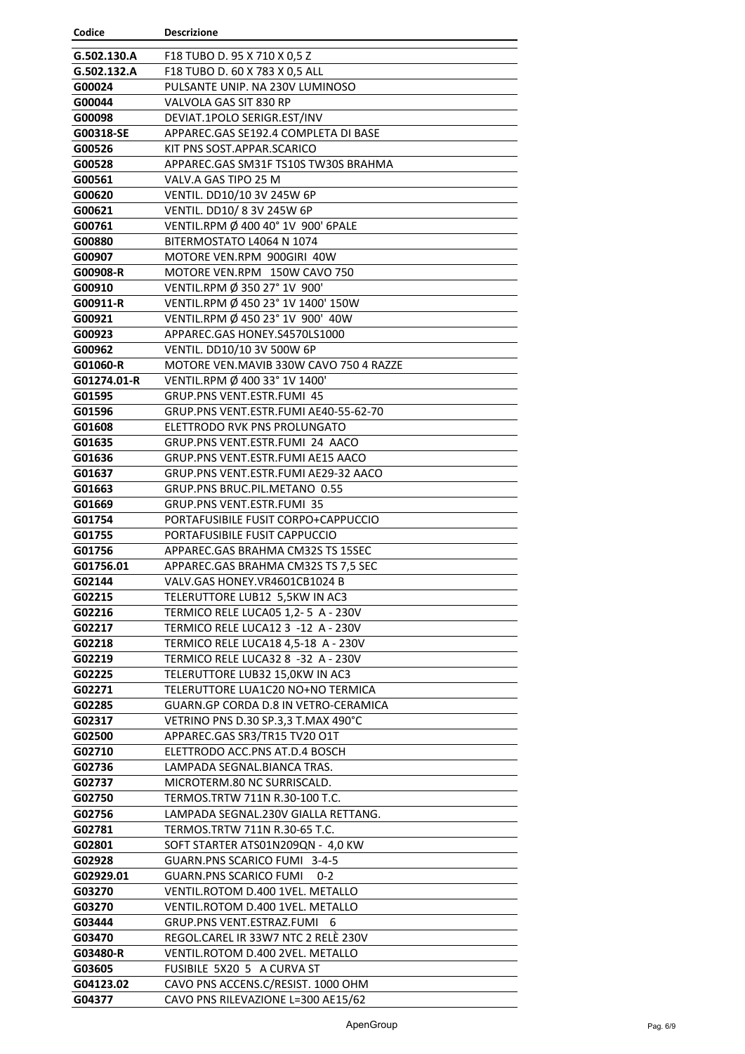| Codice | Descrizione |
|---|---|
| G.502.130.A | F18 TUBO D. 95 X 710 X 0,5 Z |
| G.502.132.A | F18 TUBO D. 60 X 783 X 0,5 ALL |
| G00024 | PULSANTE UNIP. NA 230V LUMINOSO |
| G00044 | VALVOLA GAS SIT 830 RP |
| G00098 | DEVIAT.1POLO SERIGR.EST/INV |
| G00318-SE | APPAREC.GAS SE192.4 COMPLETA DI BASE |
| G00526 | KIT PNS SOST.APPAR.SCARICO |
| G00528 | APPAREC.GAS SM31F TS10S TW30S BRAHMA |
| G00561 | VALV.A GAS TIPO 25 M |
| G00620 | VENTIL. DD10/10 3V 245W 6P |
| G00621 | VENTIL. DD10/ 8 3V 245W 6P |
| G00761 | VENTIL.RPM Ø 400 40° 1V 900' 6PALE |
| G00880 | BITERMOSTATO L4064 N 1074 |
| G00907 | MOTORE VEN.RPM 900GIRI 40W |
| G00908-R | MOTORE VEN.RPM 150W CAVO 750 |
| G00910 | VENTIL.RPM Ø 350 27° 1V 900' |
| G00911-R | VENTIL.RPM Ø 450 23° 1V 1400' 150W |
| G00921 | VENTIL.RPM Ø 450 23° 1V 900' 40W |
| G00923 | APPAREC.GAS HONEY.S4570LS1000 |
| G00962 | VENTIL. DD10/10 3V 500W 6P |
| G01060-R | MOTORE VEN.MAVIB 330W CAVO 750 4 RAZZE |
| G01274.01-R | VENTIL.RPM Ø 400 33° 1V 1400' |
| G01595 | GRUP.PNS VENT.ESTR.FUMI 45 |
| G01596 | GRUP.PNS VENT.ESTR.FUMI AE40-55-62-70 |
| G01608 | ELETTRODO RVK PNS PROLUNGATO |
| G01635 | GRUP.PNS VENT.ESTR.FUMI 24 AACO |
| G01636 | GRUP.PNS VENT.ESTR.FUMI AE15 AACO |
| G01637 | GRUP.PNS VENT.ESTR.FUMI AE29-32 AACO |
| G01663 | GRUP.PNS BRUC.PIL.METANO 0.55 |
| G01669 | GRUP.PNS VENT.ESTR.FUMI 35 |
| G01754 | PORTAFUSIBILE FUSIT CORPO+CAPPUCCIO |
| G01755 | PORTAFUSIBILE FUSIT CAPPUCCIO |
| G01756 | APPAREC.GAS BRAHMA CM32S TS 15SEC |
| G01756.01 | APPAREC.GAS BRAHMA CM32S TS 7,5 SEC |
| G02144 | VALV.GAS HONEY.VR4601CB1024 B |
| G02215 | TELERUTTORE LUB12 5,5KW IN AC3 |
| G02216 | TERMICO RELE LUCA05 1,2- 5 A - 230V |
| G02217 | TERMICO RELE LUCA12 3 -12 A - 230V |
| G02218 | TERMICO RELE LUCA18 4,5-18 A - 230V |
| G02219 | TERMICO RELE LUCA32 8 -32 A - 230V |
| G02225 | TELERUTTORE LUB32 15,0KW IN AC3 |
| G02271 | TELERUTTORE LUA1C20 NO+NO TERMICA |
| G02285 | GUARN.GP CORDA D.8 IN VETRO-CERAMICA |
| G02317 | VETRINO PNS D.30 SP.3,3 T.MAX 490°C |
| G02500 | APPAREC.GAS SR3/TR15 TV20 O1T |
| G02710 | ELETTRODO ACC.PNS AT.D.4 BOSCH |
| G02736 | LAMPADA SEGNAL.BIANCA TRAS. |
| G02737 | MICROTERM.80 NC SURRISCALD. |
| G02750 | TERMOS.TRTW 711N R.30-100 T.C. |
| G02756 | LAMPADA SEGNAL.230V GIALLA RETTANG. |
| G02781 | TERMOS.TRTW 711N R.30-65 T.C. |
| G02801 | SOFT STARTER ATS01N209QN - 4,0 KW |
| G02928 | GUARN.PNS SCARICO FUMI 3-4-5 |
| G02929.01 | GUARN.PNS SCARICO FUMI 0-2 |
| G03270 | VENTIL.ROTOM D.400 1VEL. METALLO |
| G03270 | VENTIL.ROTOM D.400 1VEL. METALLO |
| G03444 | GRUP.PNS VENT.ESTRAZ.FUMI 6 |
| G03470 | REGOL.CAREL IR 33W7 NTC 2 RELÈ 230V |
| G03480-R | VENTIL.ROTOM D.400 2VEL. METALLO |
| G03605 | FUSIBILE 5X20 5 A CURVA ST |
| G04123.02 | CAVO PNS ACCENS.C/RESIST. 1000 OHM |
| G04377 | CAVO PNS RILEVAZIONE L=300 AE15/62 |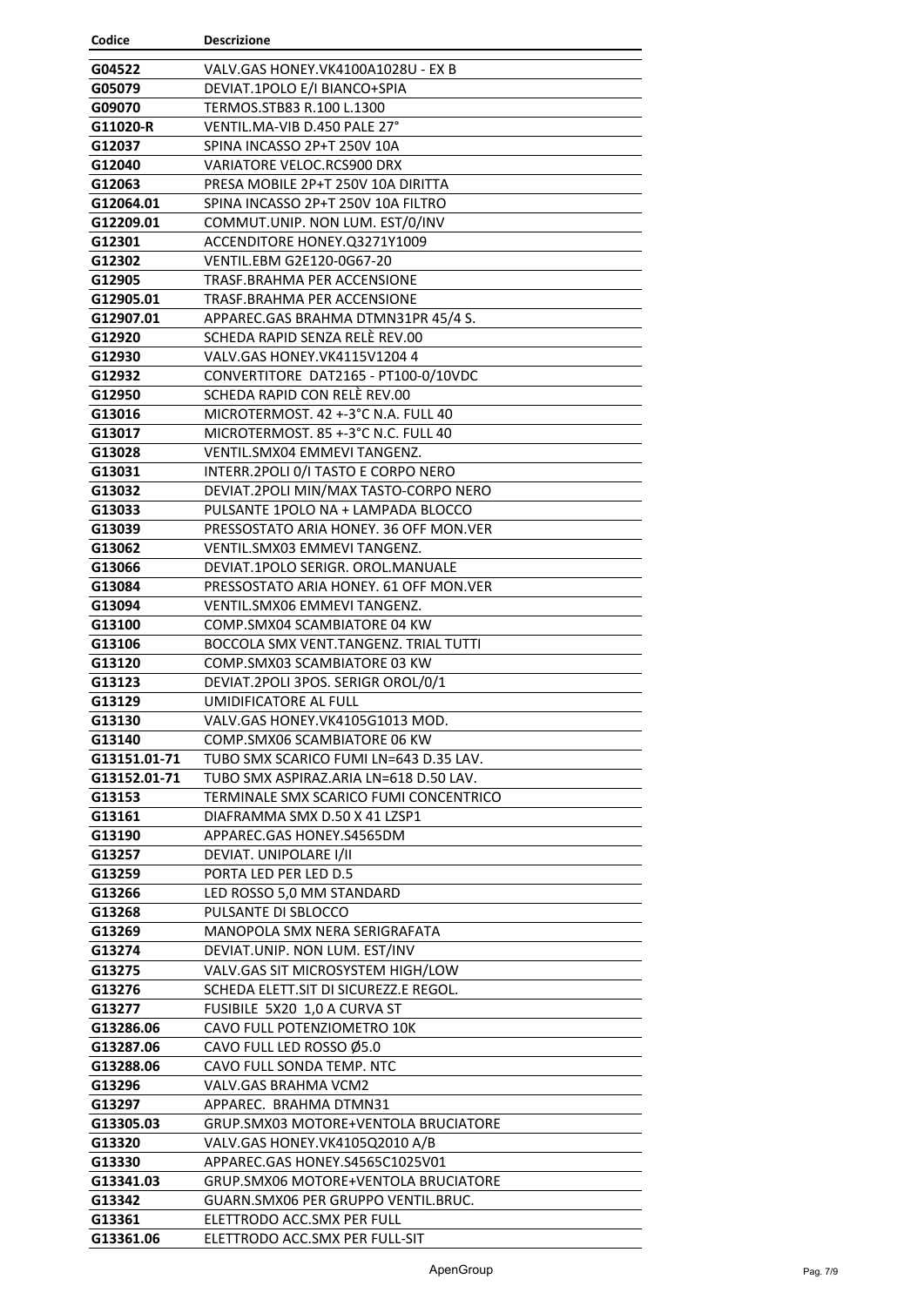| Codice | Descrizione |
|---|---|
| G04522 | VALV.GAS HONEY.VK4100A1028U - EX B |
| G05079 | DEVIAT.1POLO E/I BIANCO+SPIA |
| G09070 | TERMOS.STB83 R.100 L.1300 |
| G11020-R | VENTIL.MA-VIB D.450 PALE 27° |
| G12037 | SPINA INCASSO 2P+T 250V 10A |
| G12040 | VARIATORE VELOC.RCS900 DRX |
| G12063 | PRESA MOBILE 2P+T 250V 10A DIRITTA |
| G12064.01 | SPINA INCASSO 2P+T 250V 10A FILTRO |
| G12209.01 | COMMUT.UNIP. NON LUM. EST/0/INV |
| G12301 | ACCENDITORE HONEY.Q3271Y1009 |
| G12302 | VENTIL.EBM G2E120-0G67-20 |
| G12905 | TRASF.BRAHMA PER ACCENSIONE |
| G12905.01 | TRASF.BRAHMA PER ACCENSIONE |
| G12907.01 | APPAREC.GAS BRAHMA DTMN31PR 45/4 S. |
| G12920 | SCHEDA RAPID SENZA RELÈ REV.00 |
| G12930 | VALV.GAS HONEY.VK4115V1204 4 |
| G12932 | CONVERTITORE DAT2165 - PT100-0/10VDC |
| G12950 | SCHEDA RAPID CON RELÈ REV.00 |
| G13016 | MICROTERMOST. 42 +-3°C N.A. FULL 40 |
| G13017 | MICROTERMOST. 85 +-3°C N.C. FULL 40 |
| G13028 | VENTIL.SMX04 EMMEVI TANGENZ. |
| G13031 | INTERR.2POLI 0/I TASTO E CORPO NERO |
| G13032 | DEVIAT.2POLI MIN/MAX TASTO-CORPO NERO |
| G13033 | PULSANTE 1POLO NA + LAMPADA BLOCCO |
| G13039 | PRESSOSTATO ARIA HONEY. 36 OFF MON.VER |
| G13062 | VENTIL.SMX03 EMMEVI TANGENZ. |
| G13066 | DEVIAT.1POLO SERIGR. OROL.MANUALE |
| G13084 | PRESSOSTATO ARIA HONEY. 61 OFF MON.VER |
| G13094 | VENTIL.SMX06 EMMEVI TANGENZ. |
| G13100 | COMP.SMX04 SCAMBIATORE 04 KW |
| G13106 | BOCCOLA SMX VENT.TANGENZ. TRIAL TUTTI |
| G13120 | COMP.SMX03 SCAMBIATORE 03 KW |
| G13123 | DEVIAT.2POLI 3POS. SERIGR OROL/0/1 |
| G13129 | UMIDIFICATORE AL FULL |
| G13130 | VALV.GAS HONEY.VK4105G1013 MOD. |
| G13140 | COMP.SMX06 SCAMBIATORE 06 KW |
| G13151.01-71 | TUBO SMX SCARICO FUMI LN=643 D.35 LAV. |
| G13152.01-71 | TUBO SMX ASPIRAZ.ARIA LN=618 D.50 LAV. |
| G13153 | TERMINALE SMX SCARICO FUMI CONCENTRICO |
| G13161 | DIAFRAMMA SMX D.50 X 41 LZSP1 |
| G13190 | APPAREC.GAS HONEY.S4565DM |
| G13257 | DEVIAT. UNIPOLARE I/II |
| G13259 | PORTA LED PER LED D.5 |
| G13266 | LED ROSSO 5,0 MM STANDARD |
| G13268 | PULSANTE DI SBLOCCO |
| G13269 | MANOPOLA SMX NERA SERIGRAFATA |
| G13274 | DEVIAT.UNIP. NON LUM. EST/INV |
| G13275 | VALV.GAS SIT MICROSYSTEM HIGH/LOW |
| G13276 | SCHEDA ELETT.SIT DI SICUREZZ.E REGOL. |
| G13277 | FUSIBILE 5X20 1,0 A CURVA ST |
| G13286.06 | CAVO FULL POTENZIOMETRO 10K |
| G13287.06 | CAVO FULL LED ROSSO Ø5.0 |
| G13288.06 | CAVO FULL SONDA TEMP. NTC |
| G13296 | VALV.GAS BRAHMA VCM2 |
| G13297 | APPAREC. BRAHMA DTMN31 |
| G13305.03 | GRUP.SMX03 MOTORE+VENTOLA BRUCIATORE |
| G13320 | VALV.GAS HONEY.VK4105Q2010 A/B |
| G13330 | APPAREC.GAS HONEY.S4565C1025V01 |
| G13341.03 | GRUP.SMX06 MOTORE+VENTOLA BRUCIATORE |
| G13342 | GUARN.SMX06 PER GRUPPO VENTIL.BRUC. |
| G13361 | ELETTRODO ACC.SMX PER FULL |
| G13361.06 | ELETTRODO ACC.SMX PER FULL-SIT |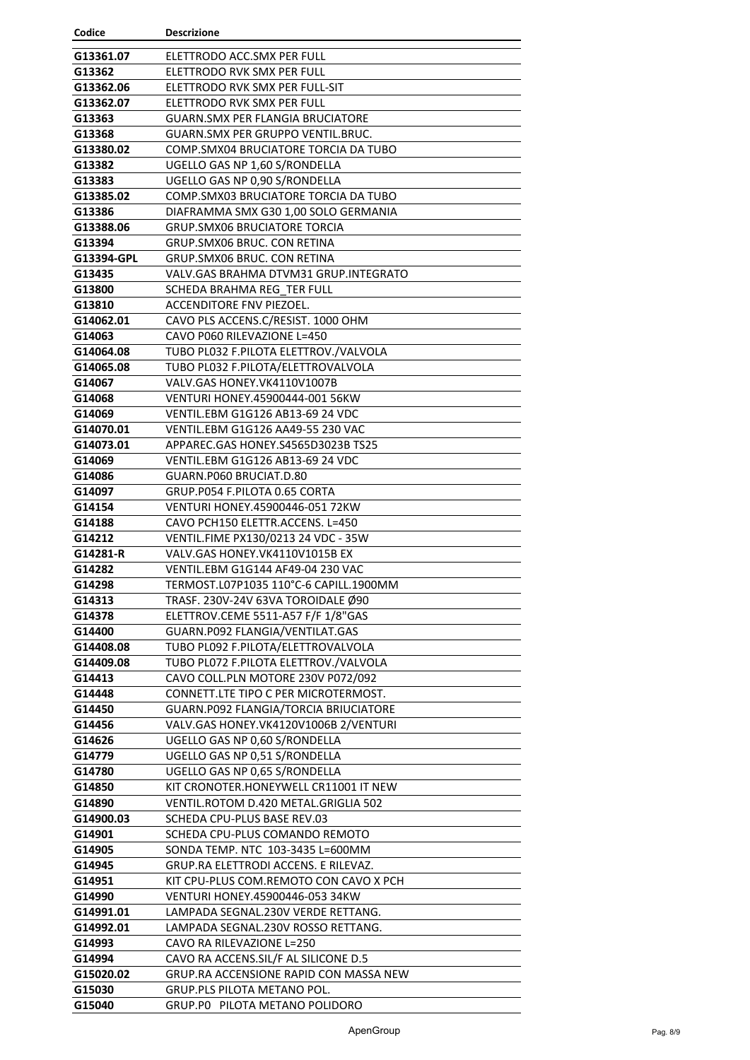| Codice | Descrizione |
|---|---|
| G13361.07 | ELETTRODO ACC.SMX PER FULL |
| G13362 | ELETTRODO RVK SMX PER FULL |
| G13362.06 | ELETTRODO RVK SMX PER FULL-SIT |
| G13362.07 | ELETTRODO RVK SMX PER FULL |
| G13363 | GUARN.SMX PER FLANGIA BRUCIATORE |
| G13368 | GUARN.SMX PER GRUPPO VENTIL.BRUC. |
| G13380.02 | COMP.SMX04 BRUCIATORE TORCIA DA TUBO |
| G13382 | UGELLO GAS NP 1,60 S/RONDELLA |
| G13383 | UGELLO GAS NP 0,90 S/RONDELLA |
| G13385.02 | COMP.SMX03 BRUCIATORE TORCIA DA TUBO |
| G13386 | DIAFRAMMA SMX G30 1,00 SOLO GERMANIA |
| G13388.06 | GRUP.SMX06 BRUCIATORE TORCIA |
| G13394 | GRUP.SMX06 BRUC. CON RETINA |
| G13394-GPL | GRUP.SMX06 BRUC. CON RETINA |
| G13435 | VALV.GAS BRAHMA DTVM31 GRUP.INTEGRATO |
| G13800 | SCHEDA BRAHMA REG_TER FULL |
| G13810 | ACCENDITORE FNV PIEZOEL. |
| G14062.01 | CAVO PLS ACCENS.C/RESIST. 1000 OHM |
| G14063 | CAVO P060 RILEVAZIONE L=450 |
| G14064.08 | TUBO PL032 F.PILOTA ELETTROV./VALVOLA |
| G14065.08 | TUBO PL032 F.PILOTA/ELETTROVALVOLA |
| G14067 | VALV.GAS HONEY.VK4110V1007B |
| G14068 | VENTURI HONEY.45900444-001 56KW |
| G14069 | VENTIL.EBM G1G126 AB13-69 24 VDC |
| G14070.01 | VENTIL.EBM G1G126 AA49-55 230 VAC |
| G14073.01 | APPAREC.GAS HONEY.S4565D3023B TS25 |
| G14069 | VENTIL.EBM G1G126 AB13-69 24 VDC |
| G14086 | GUARN.P060 BRUCIAT.D.80 |
| G14097 | GRUP.P054 F.PILOTA 0.65 CORTA |
| G14154 | VENTURI HONEY.45900446-051 72KW |
| G14188 | CAVO PCH150 ELETTR.ACCENS. L=450 |
| G14212 | VENTIL.FIME PX130/0213 24 VDC - 35W |
| G14281-R | VALV.GAS HONEY.VK4110V1015B EX |
| G14282 | VENTIL.EBM G1G144 AF49-04 230 VAC |
| G14298 | TERMOST.L07P1035 110°C-6 CAPILL.1900MM |
| G14313 | TRASF. 230V-24V 63VA TOROIDALE Ø90 |
| G14378 | ELETTROV.CEME 5511-A57 F/F 1/8"GAS |
| G14400 | GUARN.P092 FLANGIA/VENTILAT.GAS |
| G14408.08 | TUBO PL092 F.PILOTA/ELETTROVALVOLA |
| G14409.08 | TUBO PL072 F.PILOTA ELETTROV./VALVOLA |
| G14413 | CAVO COLL.PLN MOTORE 230V P072/092 |
| G14448 | CONNETT.LTE TIPO C PER MICROTERMOST. |
| G14450 | GUARN.P092 FLANGIA/TORCIA BRIUCIATORE |
| G14456 | VALV.GAS HONEY.VK4120V1006B 2/VENTURI |
| G14626 | UGELLO GAS NP 0,60 S/RONDELLA |
| G14779 | UGELLO GAS NP 0,51 S/RONDELLA |
| G14780 | UGELLO GAS NP 0,65 S/RONDELLA |
| G14850 | KIT CRONOTER.HONEYWELL CR11001 IT NEW |
| G14890 | VENTIL.ROTOM D.420 METAL.GRIGLIA 502 |
| G14900.03 | SCHEDA CPU-PLUS BASE REV.03 |
| G14901 | SCHEDA CPU-PLUS COMANDO REMOTO |
| G14905 | SONDA TEMP. NTC 103-3435 L=600MM |
| G14945 | GRUP.RA ELETTRODI ACCENS. E RILEVAZ. |
| G14951 | KIT CPU-PLUS COM.REMOTO CON CAVO X PCH |
| G14990 | VENTURI HONEY.45900446-053 34KW |
| G14991.01 | LAMPADA SEGNAL.230V VERDE RETTANG. |
| G14992.01 | LAMPADA SEGNAL.230V ROSSO RETTANG. |
| G14993 | CAVO RA RILEVAZIONE L=250 |
| G14994 | CAVO RA ACCENS.SIL/F AL SILICONE D.5 |
| G15020.02 | GRUP.RA ACCENSIONE RAPID CON MASSA NEW |
| G15030 | GRUP.PLS PILOTA METANO POL. |
| G15040 | GRUP.P0 PILOTA METANO POLIDORO |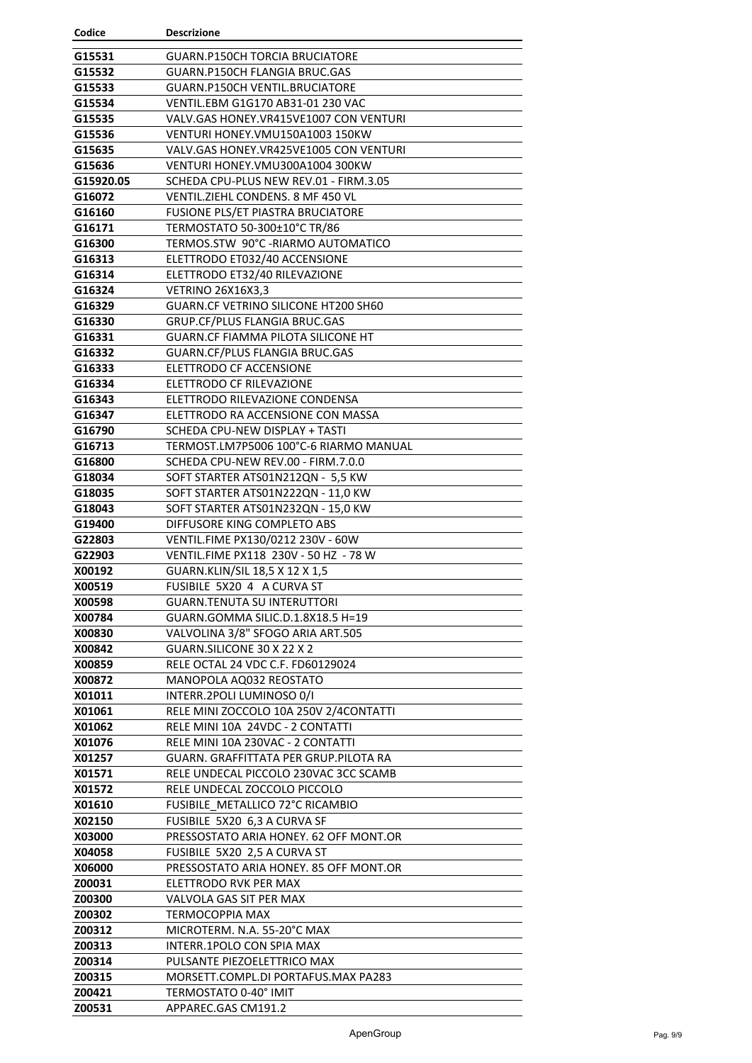| Codice | Descrizione |
|---|---|
| G15531 | GUARN.P150CH TORCIA BRUCIATORE |
| G15532 | GUARN.P150CH FLANGIA BRUC.GAS |
| G15533 | GUARN.P150CH VENTIL.BRUCIATORE |
| G15534 | VENTIL.EBM G1G170 AB31-01 230 VAC |
| G15535 | VALV.GAS HONEY.VR415VE1007 CON VENTURI |
| G15536 | VENTURI HONEY.VMU150A1003 150KW |
| G15635 | VALV.GAS HONEY.VR425VE1005 CON VENTURI |
| G15636 | VENTURI HONEY.VMU300A1004 300KW |
| G15920.05 | SCHEDA CPU-PLUS NEW REV.01 - FIRM.3.05 |
| G16072 | VENTIL.ZIEHL CONDENS. 8 MF 450 VL |
| G16160 | FUSIONE PLS/ET PIASTRA BRUCIATORE |
| G16171 | TERMOSTATO 50-300±10°C TR/86 |
| G16300 | TERMOS.STW 90°C -RIARMO AUTOMATICO |
| G16313 | ELETTRODO ET032/40 ACCENSIONE |
| G16314 | ELETTRODO ET32/40 RILEVAZIONE |
| G16324 | VETRINO 26X16X3,3 |
| G16329 | GUARN.CF VETRINO SILICONE HT200 SH60 |
| G16330 | GRUP.CF/PLUS FLANGIA BRUC.GAS |
| G16331 | GUARN.CF FIAMMA PILOTA SILICONE HT |
| G16332 | GUARN.CF/PLUS FLANGIA BRUC.GAS |
| G16333 | ELETTRODO CF ACCENSIONE |
| G16334 | ELETTRODO CF RILEVAZIONE |
| G16343 | ELETTRODO RILEVAZIONE CONDENSA |
| G16347 | ELETTRODO RA ACCENSIONE CON MASSA |
| G16790 | SCHEDA CPU-NEW DISPLAY + TASTI |
| G16713 | TERMOST.LM7P5006 100°C-6 RIARMO MANUAL |
| G16800 | SCHEDA CPU-NEW REV.00 - FIRM.7.0.0 |
| G18034 | SOFT STARTER ATS01N212QN - 5,5 KW |
| G18035 | SOFT STARTER ATS01N222QN - 11,0 KW |
| G18043 | SOFT STARTER ATS01N232QN - 15,0 KW |
| G19400 | DIFFUSORE KING COMPLETO ABS |
| G22803 | VENTIL.FIME PX130/0212 230V - 60W |
| G22903 | VENTIL.FIME PX118 230V - 50 HZ - 78 W |
| X00192 | GUARN.KLIN/SIL 18,5 X 12 X 1,5 |
| X00519 | FUSIBILE 5X20 4 A CURVA ST |
| X00598 | GUARN.TENUTA SU INTERUTTORI |
| X00784 | GUARN.GOMMA SILIC.D.1.8X18.5 H=19 |
| X00830 | VALVOLINA 3/8" SFOGO ARIA ART.505 |
| X00842 | GUARN.SILICONE 30 X 22 X 2 |
| X00859 | RELE OCTAL 24 VDC C.F. FD60129024 |
| X00872 | MANOPOLA AQ032 REOSTATO |
| X01011 | INTERR.2POLI LUMINOSO 0/I |
| X01061 | RELE MINI ZOCCOLO 10A 250V 2/4CONTATTI |
| X01062 | RELE MINI 10A 24VDC - 2 CONTATTI |
| X01076 | RELE MINI 10A 230VAC - 2 CONTATTI |
| X01257 | GUARN. GRAFFITTATA PER GRUP.PILOTA RA |
| X01571 | RELE UNDECAL PICCOLO 230VAC 3CC SCAMB |
| X01572 | RELE UNDECAL ZOCCOLO PICCOLO |
| X01610 | FUSIBILE_METALLICO 72°C RICAMBIO |
| X02150 | FUSIBILE 5X20 6,3 A CURVA SF |
| X03000 | PRESSOSTATO ARIA HONEY. 62 OFF MONT.OR |
| X04058 | FUSIBILE 5X20 2,5 A CURVA ST |
| X06000 | PRESSOSTATO ARIA HONEY. 85 OFF MONT.OR |
| Z00031 | ELETTRODO RVK PER MAX |
| Z00300 | VALVOLA GAS SIT PER MAX |
| Z00302 | TERMOCOPPIA MAX |
| Z00312 | MICROTERM. N.A. 55-20°C MAX |
| Z00313 | INTERR.1POLO CON SPIA MAX |
| Z00314 | PULSANTE PIEZOELETTRICO MAX |
| Z00315 | MORSETT.COMPL.DI PORTAFUS.MAX PA283 |
| Z00421 | TERMOSTATO 0-40° IMIT |
| Z00531 | APPAREC.GAS CM191.2 |

ApenGroup